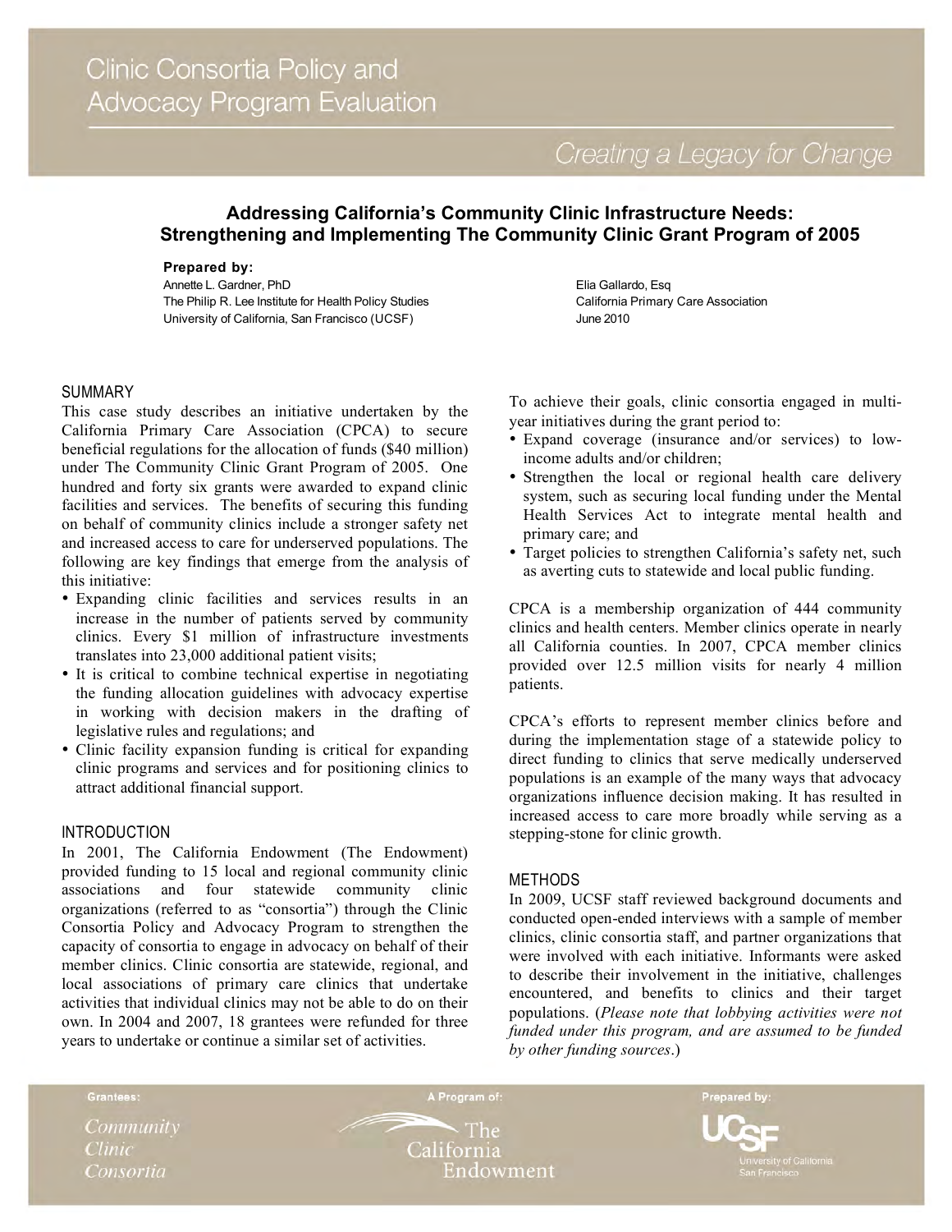# Clinic Consortia Policy and Advocacy Program Evaluation

*Creating a Legacy for Change*

## Addressing California's Community Clinic Infrastructure Needs: Strengthening and Implementing The Community Clinic Grant Program of 2005

**Prepared by:**

Annette L. Gardner, PhD
The Philip R. Lee Institute for Health Policy Studies
University of California, San Francisco (UCSF)

Elia Gallardo, Esq
California Primary Care Association
June 2010

### SUMMARY

This case study describes an initiative undertaken by the California Primary Care Association (CPCA) to secure beneficial regulations for the allocation of funds ($40 million) under The Community Clinic Grant Program of 2005. One hundred and forty six grants were awarded to expand clinic facilities and services. The benefits of securing this funding on behalf of community clinics include a stronger safety net and increased access to care for underserved populations. The following are key findings that emerge from the analysis of this initiative:

- Expanding clinic facilities and services results in an increase in the number of patients served by community clinics. Every $1 million of infrastructure investments translates into 23,000 additional patient visits;
- It is critical to combine technical expertise in negotiating the funding allocation guidelines with advocacy expertise in working with decision makers in the drafting of legislative rules and regulations; and
- Clinic facility expansion funding is critical for expanding clinic programs and services and for positioning clinics to attract additional financial support.

### INTRODUCTION

In 2001, The California Endowment (The Endowment) provided funding to 15 local and regional community clinic associations and four statewide community clinic organizations (referred to as "consortia") through the Clinic Consortia Policy and Advocacy Program to strengthen the capacity of consortia to engage in advocacy on behalf of their member clinics. Clinic consortia are statewide, regional, and local associations of primary care clinics that undertake activities that individual clinics may not be able to do on their own. In 2004 and 2007, 18 grantees were refunded for three years to undertake or continue a similar set of activities.

To achieve their goals, clinic consortia engaged in multi-year initiatives during the grant period to:

- Expand coverage (insurance and/or services) to low-income adults and/or children;
- Strengthen the local or regional health care delivery system, such as securing local funding under the Mental Health Services Act to integrate mental health and primary care; and
- Target policies to strengthen California's safety net, such as averting cuts to statewide and local public funding.

CPCA is a membership organization of 444 community clinics and health centers. Member clinics operate in nearly all California counties. In 2007, CPCA member clinics provided over 12.5 million visits for nearly 4 million patients.

CPCA's efforts to represent member clinics before and during the implementation stage of a statewide policy to direct funding to clinics that serve medically underserved populations is an example of the many ways that advocacy organizations influence decision making. It has resulted in increased access to care more broadly while serving as a stepping-stone for clinic growth.

### METHODS

In 2009, UCSF staff reviewed background documents and conducted open-ended interviews with a sample of member clinics, clinic consortia staff, and partner organizations that were involved with each initiative. Informants were asked to describe their involvement in the initiative, challenges encountered, and benefits to clinics and their target populations. (*Please note that lobbying activities were not funded under this program, and are assumed to be funded by other funding sources*.)

Grantees: Community Clinic Consortia | A Program of: The California Endowment | Prepared by: UCSF University of California San Francisco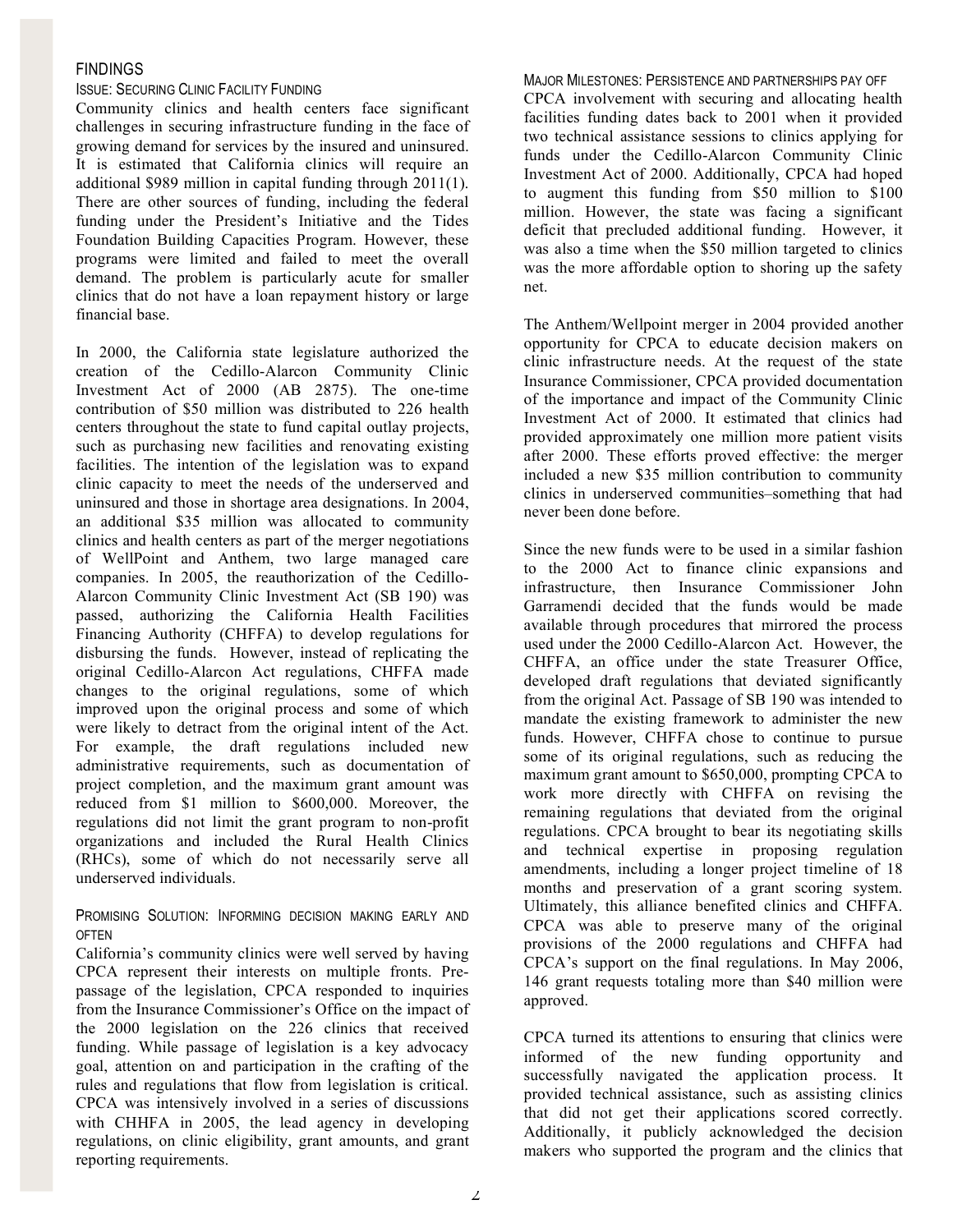## FINDINGS

### ISSUE: SECURING CLINIC FACILITY FUNDING

Community clinics and health centers face significant challenges in securing infrastructure funding in the face of growing demand for services by the insured and uninsured. It is estimated that California clinics will require an additional $989 million in capital funding through 2011(1). There are other sources of funding, including the federal funding under the President's Initiative and the Tides Foundation Building Capacities Program. However, these programs were limited and failed to meet the overall demand. The problem is particularly acute for smaller clinics that do not have a loan repayment history or large financial base.

In 2000, the California state legislature authorized the creation of the Cedillo-Alarcon Community Clinic Investment Act of 2000 (AB 2875). The one-time contribution of $50 million was distributed to 226 health centers throughout the state to fund capital outlay projects, such as purchasing new facilities and renovating existing facilities. The intention of the legislation was to expand clinic capacity to meet the needs of the underserved and uninsured and those in shortage area designations. In 2004, an additional $35 million was allocated to community clinics and health centers as part of the merger negotiations of WellPoint and Anthem, two large managed care companies. In 2005, the reauthorization of the Cedillo-Alarcon Community Clinic Investment Act (SB 190) was passed, authorizing the California Health Facilities Financing Authority (CHFFA) to develop regulations for disbursing the funds. However, instead of replicating the original Cedillo-Alarcon Act regulations, CHFFA made changes to the original regulations, some of which improved upon the original process and some of which were likely to detract from the original intent of the Act. For example, the draft regulations included new administrative requirements, such as documentation of project completion, and the maximum grant amount was reduced from $1 million to $600,000. Moreover, the regulations did not limit the grant program to non-profit organizations and included the Rural Health Clinics (RHCs), some of which do not necessarily serve all underserved individuals.

### PROMISING SOLUTION: INFORMING DECISION MAKING EARLY AND OFTEN

California's community clinics were well served by having CPCA represent their interests on multiple fronts. Pre-passage of the legislation, CPCA responded to inquiries from the Insurance Commissioner's Office on the impact of the 2000 legislation on the 226 clinics that received funding. While passage of legislation is a key advocacy goal, attention on and participation in the crafting of the rules and regulations that flow from legislation is critical. CPCA was intensively involved in a series of discussions with CHHFA in 2005, the lead agency in developing regulations, on clinic eligibility, grant amounts, and grant reporting requirements.

### MAJOR MILESTONES: PERSISTENCE AND PARTNERSHIPS PAY OFF

CPCA involvement with securing and allocating health facilities funding dates back to 2001 when it provided two technical assistance sessions to clinics applying for funds under the Cedillo-Alarcon Community Clinic Investment Act of 2000. Additionally, CPCA had hoped to augment this funding from $50 million to $100 million. However, the state was facing a significant deficit that precluded additional funding. However, it was also a time when the $50 million targeted to clinics was the more affordable option to shoring up the safety net.

The Anthem/Wellpoint merger in 2004 provided another opportunity for CPCA to educate decision makers on clinic infrastructure needs. At the request of the state Insurance Commissioner, CPCA provided documentation of the importance and impact of the Community Clinic Investment Act of 2000. It estimated that clinics had provided approximately one million more patient visits after 2000. These efforts proved effective: the merger included a new $35 million contribution to community clinics in underserved communities–something that had never been done before.

Since the new funds were to be used in a similar fashion to the 2000 Act to finance clinic expansions and infrastructure, then Insurance Commissioner John Garramendi decided that the funds would be made available through procedures that mirrored the process used under the 2000 Cedillo-Alarcon Act. However, the CHFFA, an office under the state Treasurer Office, developed draft regulations that deviated significantly from the original Act. Passage of SB 190 was intended to mandate the existing framework to administer the new funds. However, CHFFA chose to continue to pursue some of its original regulations, such as reducing the maximum grant amount to $650,000, prompting CPCA to work more directly with CHFFA on revising the remaining regulations that deviated from the original regulations. CPCA brought to bear its negotiating skills and technical expertise in proposing regulation amendments, including a longer project timeline of 18 months and preservation of a grant scoring system. Ultimately, this alliance benefited clinics and CHFFA. CPCA was able to preserve many of the original provisions of the 2000 regulations and CHFFA had CPCA's support on the final regulations. In May 2006, 146 grant requests totaling more than $40 million were approved.

CPCA turned its attentions to ensuring that clinics were informed of the new funding opportunity and successfully navigated the application process. It provided technical assistance, such as assisting clinics that did not get their applications scored correctly. Additionally, it publicly acknowledged the decision makers who supported the program and the clinics that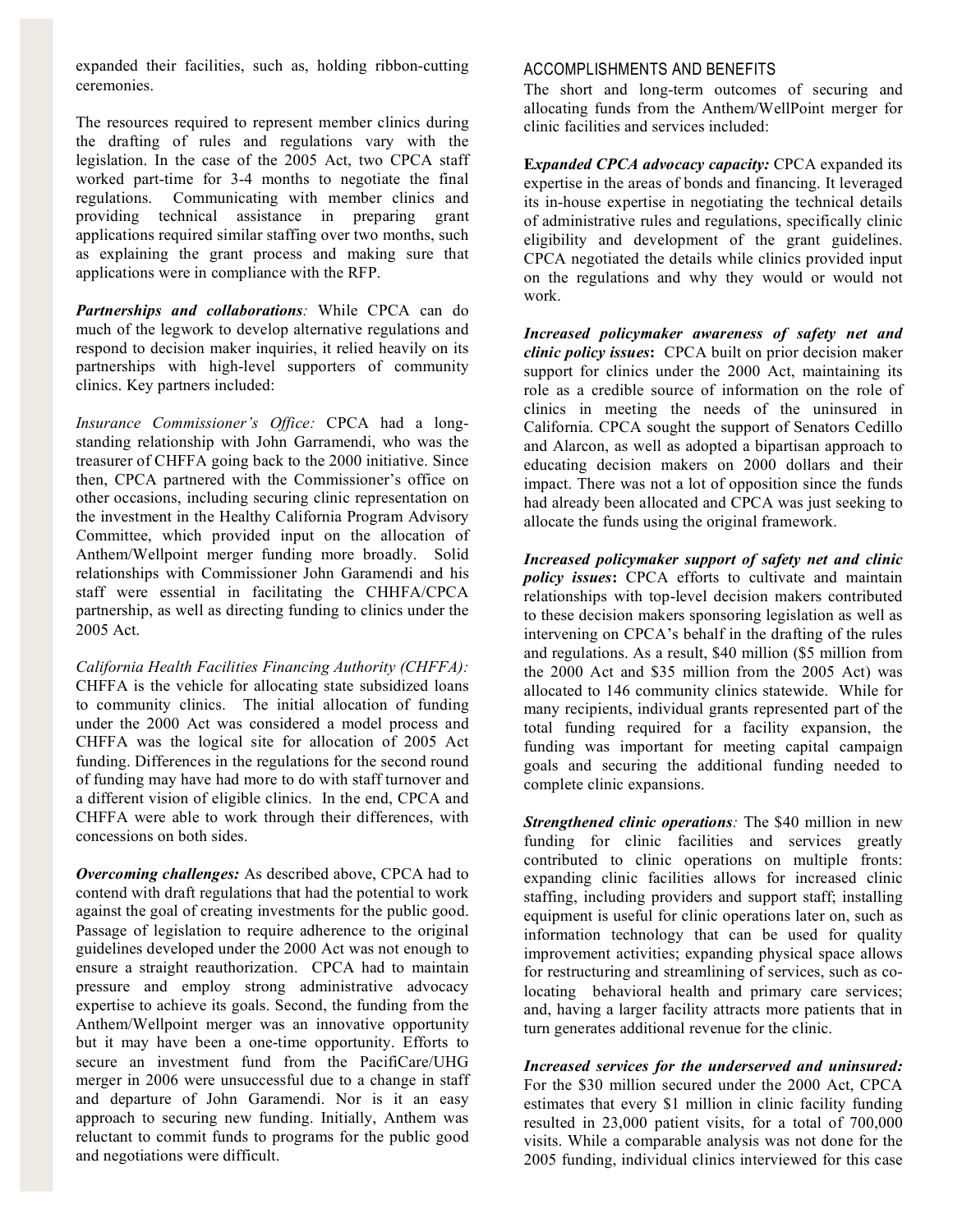expanded their facilities, such as, holding ribbon-cutting ceremonies.

The resources required to represent member clinics during the drafting of rules and regulations vary with the legislation. In the case of the 2005 Act, two CPCA staff worked part-time for 3-4 months to negotiate the final regulations. Communicating with member clinics and providing technical assistance in preparing grant applications required similar staffing over two months, such as explaining the grant process and making sure that applications were in compliance with the RFP.

***Partnerships and collaborations**:* While CPCA can do much of the legwork to develop alternative regulations and respond to decision maker inquiries, it relied heavily on its partnerships with high-level supporters of community clinics. Key partners included:

*Insurance Commissioner's Office:* CPCA had a long-standing relationship with John Garramendi, who was the treasurer of CHFFA going back to the 2000 initiative. Since then, CPCA partnered with the Commissioner's office on other occasions, including securing clinic representation on the investment in the Healthy California Program Advisory Committee, which provided input on the allocation of Anthem/Wellpoint merger funding more broadly. Solid relationships with Commissioner John Garamendi and his staff were essential in facilitating the CHHFA/CPCA partnership, as well as directing funding to clinics under the 2005 Act.

*California Health Facilities Financing Authority (CHFFA):* CHFFA is the vehicle for allocating state subsidized loans to community clinics. The initial allocation of funding under the 2000 Act was considered a model process and CHFFA was the logical site for allocation of 2005 Act funding. Differences in the regulations for the second round of funding may have had more to do with staff turnover and a different vision of eligible clinics. In the end, CPCA and CHFFA were able to work through their differences, with concessions on both sides.

***Overcoming challenges:*** As described above, CPCA had to contend with draft regulations that had the potential to work against the goal of creating investments for the public good. Passage of legislation to require adherence to the original guidelines developed under the 2000 Act was not enough to ensure a straight reauthorization. CPCA had to maintain pressure and employ strong administrative advocacy expertise to achieve its goals. Second, the funding from the Anthem/Wellpoint merger was an innovative opportunity but it may have been a one-time opportunity. Efforts to secure an investment fund from the PacifiCare/UHG merger in 2006 were unsuccessful due to a change in staff and departure of John Garamendi. Nor is it an easy approach to securing new funding. Initially, Anthem was reluctant to commit funds to programs for the public good and negotiations were difficult.

## ACCOMPLISHMENTS AND BENEFITS

The short and long-term outcomes of securing and allocating funds from the Anthem/WellPoint merger for clinic facilities and services included:

**E*xpanded CPCA advocacy capacity:*** CPCA expanded its expertise in the areas of bonds and financing. It leveraged its in-house expertise in negotiating the technical details of administrative rules and regulations, specifically clinic eligibility and development of the grant guidelines. CPCA negotiated the details while clinics provided input on the regulations and why they would or would not work.

***Increased policymaker awareness of safety net and clinic policy issues*:** CPCA built on prior decision maker support for clinics under the 2000 Act, maintaining its role as a credible source of information on the role of clinics in meeting the needs of the uninsured in California. CPCA sought the support of Senators Cedillo and Alarcon, as well as adopted a bipartisan approach to educating decision makers on 2000 dollars and their impact. There was not a lot of opposition since the funds had already been allocated and CPCA was just seeking to allocate the funds using the original framework.

***Increased policymaker support of safety net and clinic policy issues*:** CPCA efforts to cultivate and maintain relationships with top-level decision makers contributed to these decision makers sponsoring legislation as well as intervening on CPCA's behalf in the drafting of the rules and regulations. As a result, $40 million ($5 million from the 2000 Act and $35 million from the 2005 Act) was allocated to 146 community clinics statewide. While for many recipients, individual grants represented part of the total funding required for a facility expansion, the funding was important for meeting capital campaign goals and securing the additional funding needed to complete clinic expansions.

***Strengthened clinic operations**:* The $40 million in new funding for clinic facilities and services greatly contributed to clinic operations on multiple fronts: expanding clinic facilities allows for increased clinic staffing, including providers and support staff; installing equipment is useful for clinic operations later on, such as information technology that can be used for quality improvement activities; expanding physical space allows for restructuring and streamlining of services, such as co-locating behavioral health and primary care services; and, having a larger facility attracts more patients that in turn generates additional revenue for the clinic.

***Increased services for the underserved and uninsured:*** For the $30 million secured under the 2000 Act, CPCA estimates that every $1 million in clinic facility funding resulted in 23,000 patient visits, for a total of 700,000 visits. While a comparable analysis was not done for the 2005 funding, individual clinics interviewed for this case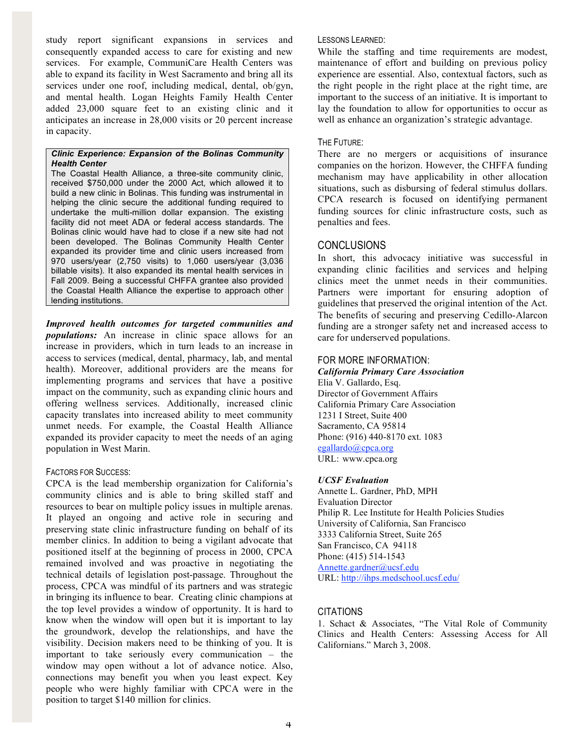study report significant expansions in services and consequently expanded access to care for existing and new services. For example, CommuniCare Health Centers was able to expand its facility in West Sacramento and bring all its services under one roof, including medical, dental, ob/gyn, and mental health. Logan Heights Family Health Center added 23,000 square feet to an existing clinic and it anticipates an increase in 28,000 visits or 20 percent increase in capacity.

> ***Clinic Experience: Expansion of the Bolinas Community Health Center***
> The Coastal Health Alliance, a three-site community clinic, received $750,000 under the 2000 Act, which allowed it to build a new clinic in Bolinas. This funding was instrumental in helping the clinic secure the additional funding required to undertake the multi-million dollar expansion. The existing facility did not meet ADA or federal access standards. The Bolinas clinic would have had to close if a new site had not been developed. The Bolinas Community Health Center expanded its provider time and clinic users increased from 970 users/year (2,750 visits) to 1,060 users/year (3,036 billable visits). It also expanded its mental health services in Fall 2009. Being a successful CHFFA grantee also provided the Coastal Health Alliance the expertise to approach other lending institutions.

***Improved health outcomes for targeted communities and populations:*** An increase in clinic space allows for an increase in providers, which in turn leads to an increase in access to services (medical, dental, pharmacy, lab, and mental health). Moreover, additional providers are the means for implementing programs and services that have a positive impact on the community, such as expanding clinic hours and offering wellness services. Additionally, increased clinic capacity translates into increased ability to meet community unmet needs. For example, the Coastal Health Alliance expanded its provider capacity to meet the needs of an aging population in West Marin.

### Factors for Success:

CPCA is the lead membership organization for California's community clinics and is able to bring skilled staff and resources to bear on multiple policy issues in multiple arenas. It played an ongoing and active role in securing and preserving state clinic infrastructure funding on behalf of its member clinics. In addition to being a vigilant advocate that positioned itself at the beginning of process in 2000, CPCA remained involved and was proactive in negotiating the technical details of legislation post-passage. Throughout the process, CPCA was mindful of its partners and was strategic in bringing its influence to bear. Creating clinic champions at the top level provides a window of opportunity. It is hard to know when the window will open but it is important to lay the groundwork, develop the relationships, and have the visibility. Decision makers need to be thinking of you. It is important to take seriously every communication – the window may open without a lot of advance notice. Also, connections may benefit you when you least expect. Key people who were highly familiar with CPCA were in the position to target $140 million for clinics.

### Lessons Learned:

While the staffing and time requirements are modest, maintenance of effort and building on previous policy experience are essential. Also, contextual factors, such as the right people in the right place at the right time, are important to the success of an initiative. It is important to lay the foundation to allow for opportunities to occur as well as enhance an organization's strategic advantage.

### The Future:

There are no mergers or acquisitions of insurance companies on the horizon. However, the CHFFA funding mechanism may have applicability in other allocation situations, such as disbursing of federal stimulus dollars. CPCA research is focused on identifying permanent funding sources for clinic infrastructure costs, such as penalties and fees.

## CONCLUSIONS

In short, this advocacy initiative was successful in expanding clinic facilities and services and helping clinics meet the unmet needs in their communities. Partners were important for ensuring adoption of guidelines that preserved the original intention of the Act. The benefits of securing and preserving Cedillo-Alarcon funding are a stronger safety net and increased access to care for underserved populations.

## FOR MORE INFORMATION:

***California Primary Care Association***
Elia V. Gallardo, Esq.
Director of Government Affairs
California Primary Care Association
1231 I Street, Suite 400
Sacramento, CA 95814
Phone: (916) 440-8170 ext. 1083
egallardo@cpca.org
URL: www.cpca.org

***UCSF Evaluation***
Annette L. Gardner, PhD, MPH
Evaluation Director
Philip R. Lee Institute for Health Policies Studies
University of California, San Francisco
3333 California Street, Suite 265
San Francisco, CA 94118
Phone: (415) 514-1543
Annette.gardner@ucsf.edu
URL: http://ihps.medschool.ucsf.edu/

## CITATIONS

1. Schact & Associates, "The Vital Role of Community Clinics and Health Centers: Assessing Access for All Californians." March 3, 2008.